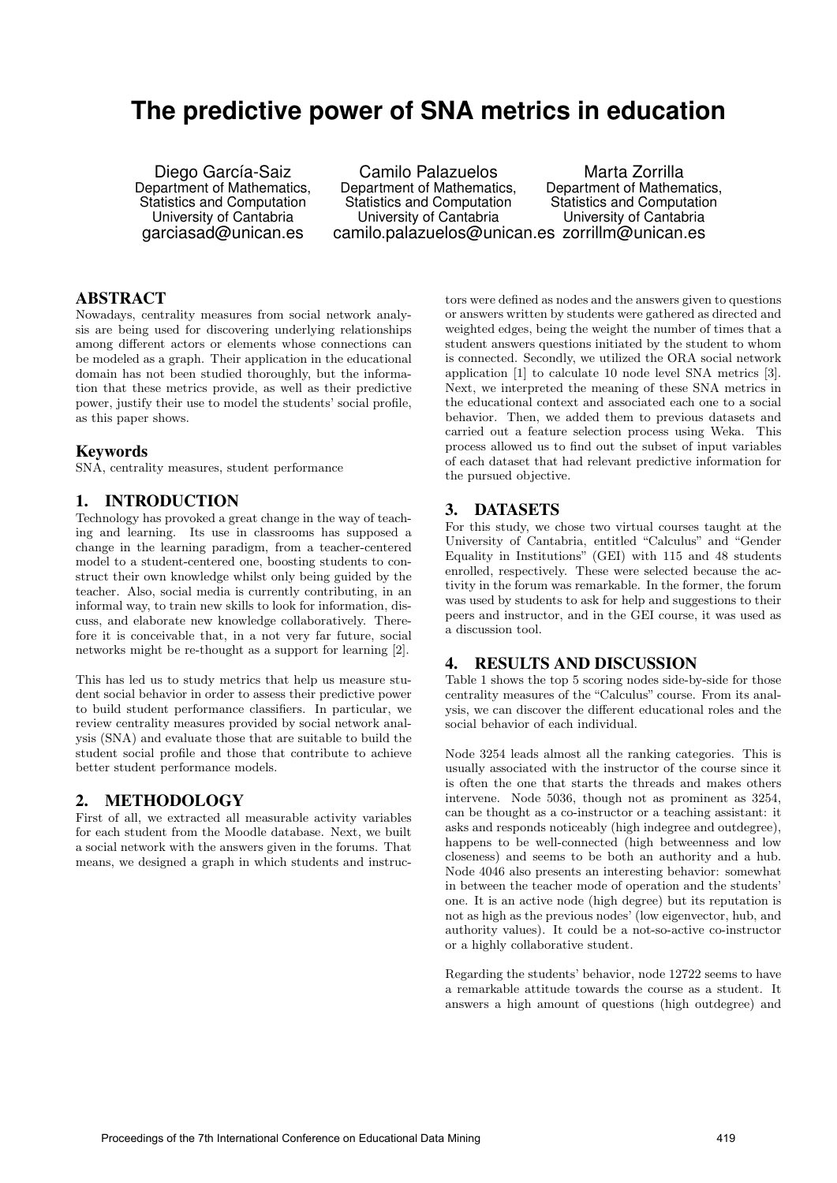# The predictive power of SNA metrics in education

Diego García-Saiz
Department of Mathematics, Statistics and Computation
University of Cantabria
garciasad@unican.es

Camilo Palazuelos
Department of Mathematics, Statistics and Computation
University of Cantabria
camilo.palazuelos@unican.es

Marta Zorrilla
Department of Mathematics, Statistics and Computation
University of Cantabria
zorrillm@unican.es

## ABSTRACT

Nowadays, centrality measures from social network analysis are being used for discovering underlying relationships among different actors or elements whose connections can be modeled as a graph. Their application in the educational domain has not been studied thoroughly, but the information that these metrics provide, as well as their predictive power, justify their use to model the students' social profile, as this paper shows.

## Keywords

SNA, centrality measures, student performance

## 1. INTRODUCTION

Technology has provoked a great change in the way of teaching and learning. Its use in classrooms has supposed a change in the learning paradigm, from a teacher-centered model to a student-centered one, boosting students to construct their own knowledge whilst only being guided by the teacher. Also, social media is currently contributing, in an informal way, to train new skills to look for information, discuss, and elaborate new knowledge collaboratively. Therefore it is conceivable that, in a not very far future, social networks might be re-thought as a support for learning [2].

This has led us to study metrics that help us measure student social behavior in order to assess their predictive power to build student performance classifiers. In particular, we review centrality measures provided by social network analysis (SNA) and evaluate those that are suitable to build the student social profile and those that contribute to achieve better student performance models.

## 2. METHODOLOGY

First of all, we extracted all measurable activity variables for each student from the Moodle database. Next, we built a social network with the answers given in the forums. That means, we designed a graph in which students and instructors were defined as nodes and the answers given to questions or answers written by students were gathered as directed and weighted edges, being the weight the number of times that a student answers questions initiated by the student to whom is connected. Secondly, we utilized the ORA social network application [1] to calculate 10 node level SNA metrics [3]. Next, we interpreted the meaning of these SNA metrics in the educational context and associated each one to a social behavior. Then, we added them to previous datasets and carried out a feature selection process using Weka. This process allowed us to find out the subset of input variables of each dataset that had relevant predictive information for the pursued objective.

## 3. DATASETS

For this study, we chose two virtual courses taught at the University of Cantabria, entitled "Calculus" and "Gender Equality in Institutions" (GEI) with 115 and 48 students enrolled, respectively. These were selected because the activity in the forum was remarkable. In the former, the forum was used by students to ask for help and suggestions to their peers and instructor, and in the GEI course, it was used as a discussion tool.

## 4. RESULTS AND DISCUSSION

Table 1 shows the top 5 scoring nodes side-by-side for those centrality measures of the "Calculus" course. From its analysis, we can discover the different educational roles and the social behavior of each individual.

Node 3254 leads almost all the ranking categories. This is usually associated with the instructor of the course since it is often the one that starts the threads and makes others intervene. Node 5036, though not as prominent as 3254, can be thought as a co-instructor or a teaching assistant: it asks and responds noticeably (high indegree and outdegree), happens to be well-connected (high betweenness and low closeness) and seems to be both an authority and a hub. Node 4046 also presents an interesting behavior: somewhat in between the teacher mode of operation and the students' one. It is an active node (high degree) but its reputation is not as high as the previous nodes' (low eigenvector, hub, and authority values). It could be a not-so-active co-instructor or a highly collaborative student.

Regarding the students' behavior, node 12722 seems to have a remarkable attitude towards the course as a student. It answers a high amount of questions (high outdegree) and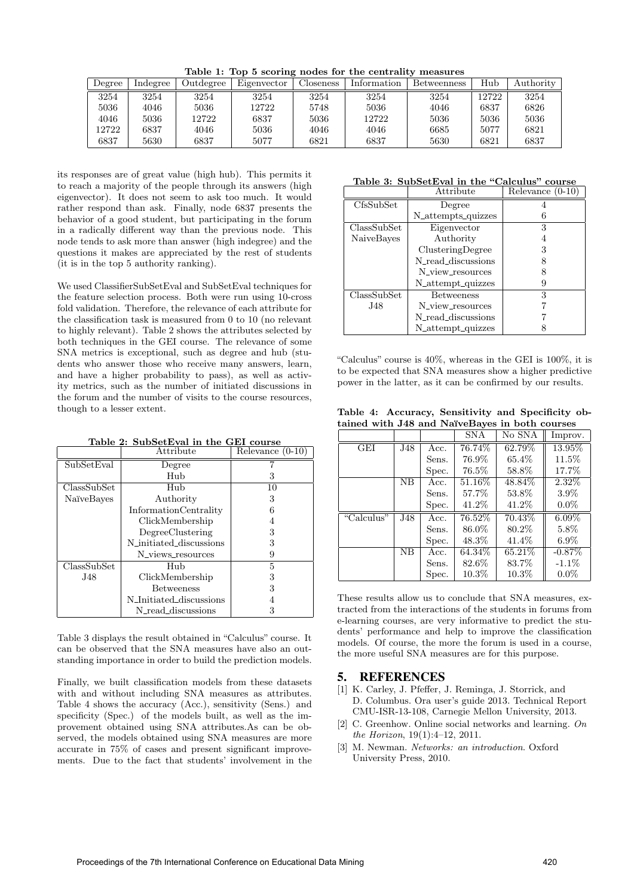**Table 1: Top 5 scoring nodes for the centrality measures**

| Degree | Indegree | Outdegree | Eigenvector | Closeness | Information | Betweenness | Hub | Authority |
|---|---|---|---|---|---|---|---|---|
| 3254 | 3254 | 3254 | 3254 | 3254 | 3254 | 3254 | 12722 | 3254 |
| 5036 | 4046 | 5036 | 12722 | 5748 | 5036 | 4046 | 6837 | 6826 |
| 4046 | 5036 | 12722 | 6837 | 5036 | 12722 | 5036 | 5036 | 5036 |
| 12722 | 6837 | 4046 | 5036 | 4046 | 4046 | 6685 | 5077 | 6821 |
| 6837 | 5630 | 6837 | 5077 | 6821 | 6837 | 5630 | 6821 | 6837 |

its responses are of great value (high hub). This permits it to reach a majority of the people through its answers (high eigenvector). It does not seem to ask too much. It would rather respond than ask. Finally, node 6837 presents the behavior of a good student, but participating in the forum in a radically different way than the previous node. This node tends to ask more than answer (high indegree) and the questions it makes are appreciated by the rest of students (it is in the top 5 authority ranking).

We used ClassifierSubSetEval and SubSetEval techniques for the feature selection process. Both were run using 10-cross fold validation. Therefore, the relevance of each attribute for the classification task is measured from 0 to 10 (no relevant to highly relevant). Table 2 shows the attributes selected by both techniques in the GEI course. The relevance of some SNA metrics is exceptional, such as degree and hub (students who answer those who receive many answers, learn, and have a higher probability to pass), as well as activity metrics, such as the number of initiated discussions in the forum and the number of visits to the course resources, though to a lesser extent.

**Table 2: SubSetEval in the GEI course**

| | Attribute | Relevance (0-10) |
|---|---|---|
| SubSetEval | Degree | 7 |
| | Hub | 3 |
| ClassSubSet | Hub | 10 |
| NaïveBayes | Authority | 3 |
| | InformationCentrality | 6 |
| | ClickMembership | 4 |
| | DegreeClustering | 3 |
| | N_initiated_discussions | 3 |
| | N_views_resources | 9 |
| ClassSubSet | Hub | 5 |
| J48 | ClickMembership | 3 |
| | Betweeness | 3 |
| | N_Initiated_discussions | 4 |
| | N_read_discussions | 3 |

Table 3 displays the result obtained in "Calculus" course. It can be observed that the SNA measures have also an outstanding importance in order to build the prediction models.

Finally, we built classification models from these datasets with and without including SNA measures as attributes. Table 4 shows the accuracy (Acc.), sensitivity (Sens.) and specificity (Spec.) of the models built, as well as the improvement obtained using SNA attributes.As can be observed, the models obtained using SNA measures are more accurate in 75% of cases and present significant improvements. Due to the fact that students' involvement in the

**Table 3: SubSetEval in the "Calculus" course**

| | Attribute | Relevance (0-10) |
|---|---|---|
| CfsSubSet | Degree | 4 |
| | N_attempts_quizzes | 6 |
| ClassSubSet | Eigenvector | 3 |
| NaiveBayes | Authority | 4 |
| | ClusteringDegree | 3 |
| | N_read_discussions | 8 |
| | N_view_resources | 8 |
| | N_attempt_quizzes | 9 |
| ClassSubSet | Betweeness | 3 |
| J48 | N_view_resources | 7 |
| | N_read_discussions | 7 |
| | N_attempt_quizzes | 8 |

"Calculus" course is 40%, whereas in the GEI is 100%, it is to be expected that SNA measures show a higher predictive power in the latter, as it can be confirmed by our results.

**Table 4: Accuracy, Sensitivity and Specificity obtained with J48 and NaïveBayes in both courses**

| | | | SNA | No SNA | Improv. |
|---|---|---|---|---|---|
| GEI | J48 | Acc. | 76.74% | 62.79% | 13.95% |
| | | Sens. | 76.9% | 65.4% | 11.5% |
| | | Spec. | 76.5% | 58.8% | 17.7% |
| | NB | Acc. | 51.16% | 48.84% | 2.32% |
| | | Sens. | 57.7% | 53.8% | 3.9% |
| | | Spec. | 41.2% | 41.2% | 0.0% |
| "Calculus" | J48 | Acc. | 76.52% | 70.43% | 6.09% |
| | | Sens. | 86.0% | 80.2% | 5.8% |
| | | Spec. | 48.3% | 41.4% | 6.9% |
| | NB | Acc. | 64.34% | 65.21% | -0.87% |
| | | Sens. | 82.6% | 83.7% | -1.1% |
| | | Spec. | 10.3% | 10.3% | 0.0% |

These results allow us to conclude that SNA measures, extracted from the interactions of the students in forums from e-learning courses, are very informative to predict the students' performance and help to improve the classification models. Of course, the more the forum is used in a course, the more useful SNA measures are for this purpose.

## 5. REFERENCES

[1] K. Carley, J. Pfeffer, J. Reminga, J. Storrick, and D. Columbus. Ora user's guide 2013. Technical Report CMU-ISR-13-108, Carnegie Mellon University, 2013.

[2] C. Greenhow. Online social networks and learning. *On the Horizon*, 19(1):4–12, 2011.

[3] M. Newman. *Networks: an introduction*. Oxford University Press, 2010.